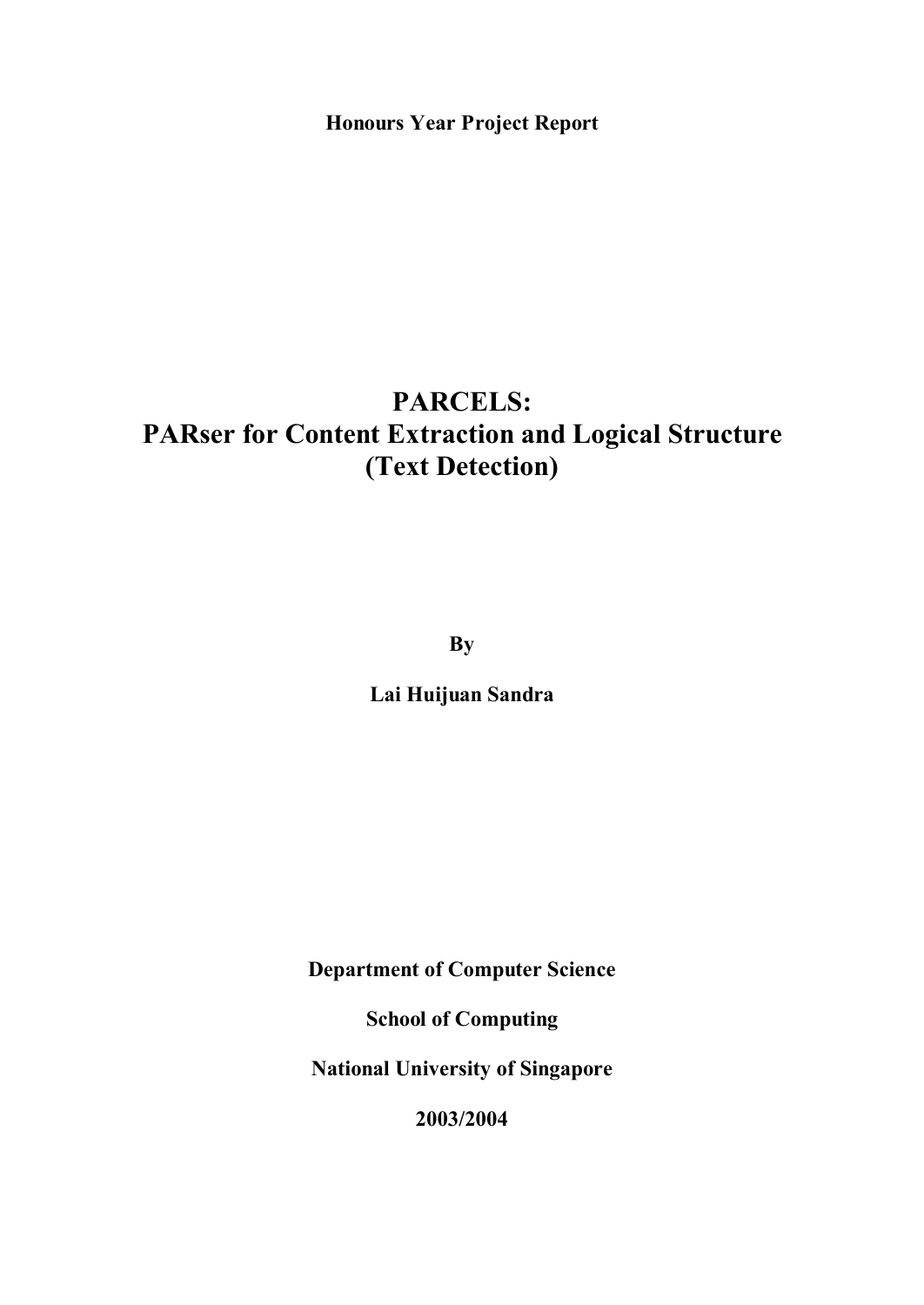**Honours Year Project Report**

# PARCELS:
# PARser for Content Extraction and Logical Structure
# (Text Detection)

**By**

**Lai Huijuan Sandra**

**Department of Computer Science**

**School of Computing**

**National University of Singapore**

**2003/2004**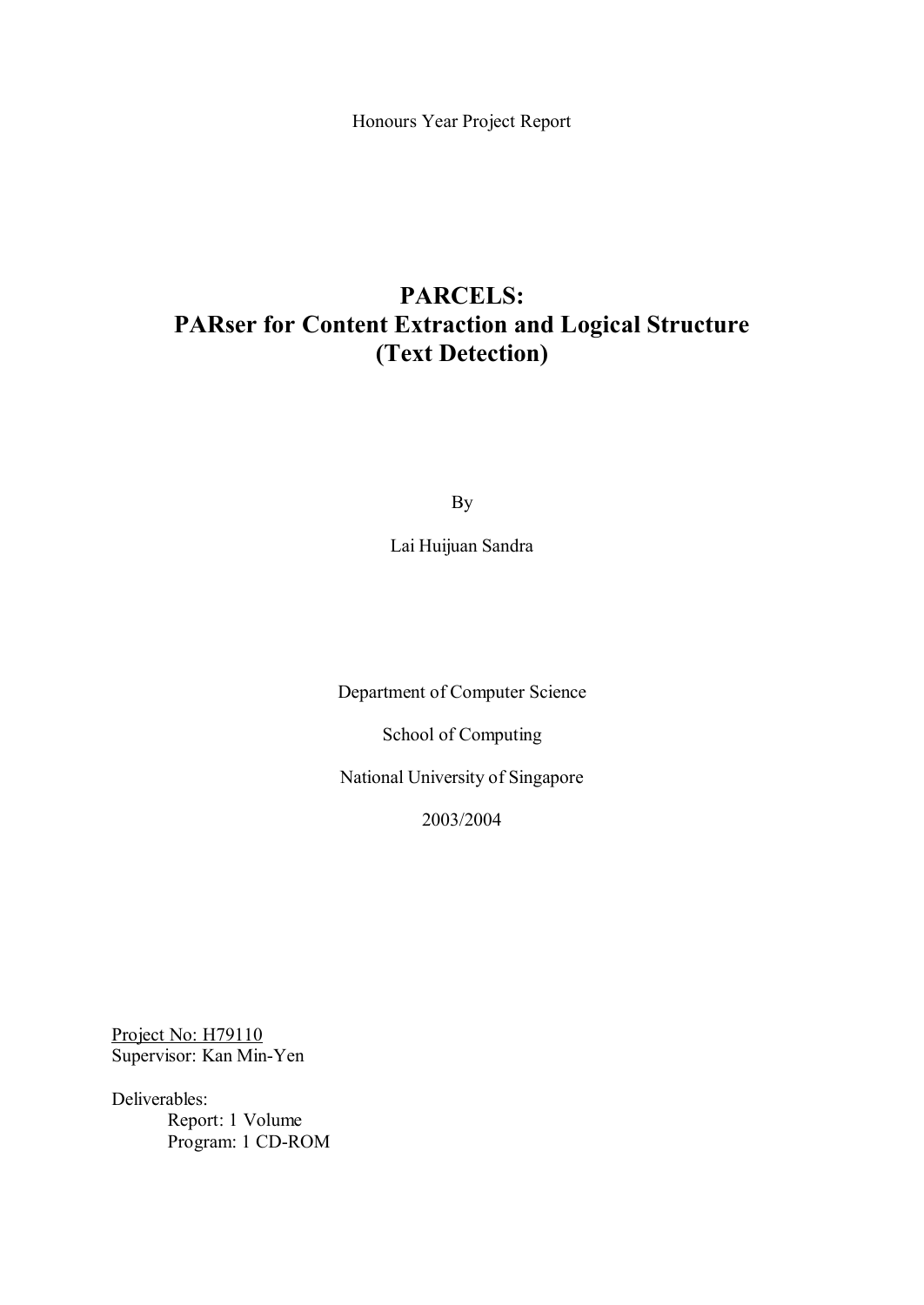Honours Year Project Report

# PARCELS:
# PARser for Content Extraction and Logical Structure
# (Text Detection)

By

Lai Huijuan Sandra

Department of Computer Science

School of Computing

National University of Singapore

2003/2004

Project No: H79110
Supervisor: Kan Min-Yen

Deliverables:
- Report: 1 Volume
- Program: 1 CD-ROM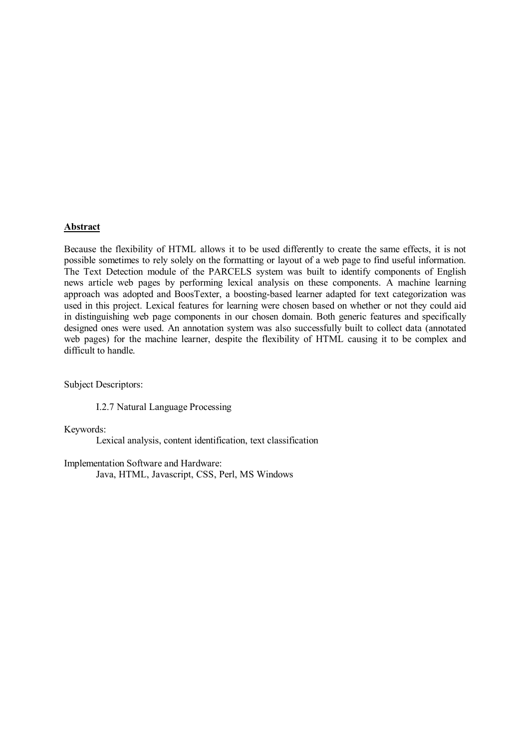## Abstract

Because the flexibility of HTML allows it to be used differently to create the same effects, it is not possible sometimes to rely solely on the formatting or layout of a web page to find useful information. The Text Detection module of the PARCELS system was built to identify components of English news article web pages by performing lexical analysis on these components. A machine learning approach was adopted and BoosTexter, a boosting-based learner adapted for text categorization was used in this project. Lexical features for learning were chosen based on whether or not they could aid in distinguishing web page components in our chosen domain. Both generic features and specifically designed ones were used. An annotation system was also successfully built to collect data (annotated web pages) for the machine learner, despite the flexibility of HTML causing it to be complex and difficult to handle.

Subject Descriptors:

I.2.7 Natural Language Processing

Keywords:

Lexical analysis, content identification, text classification

Implementation Software and Hardware:

Java, HTML, Javascript, CSS, Perl, MS Windows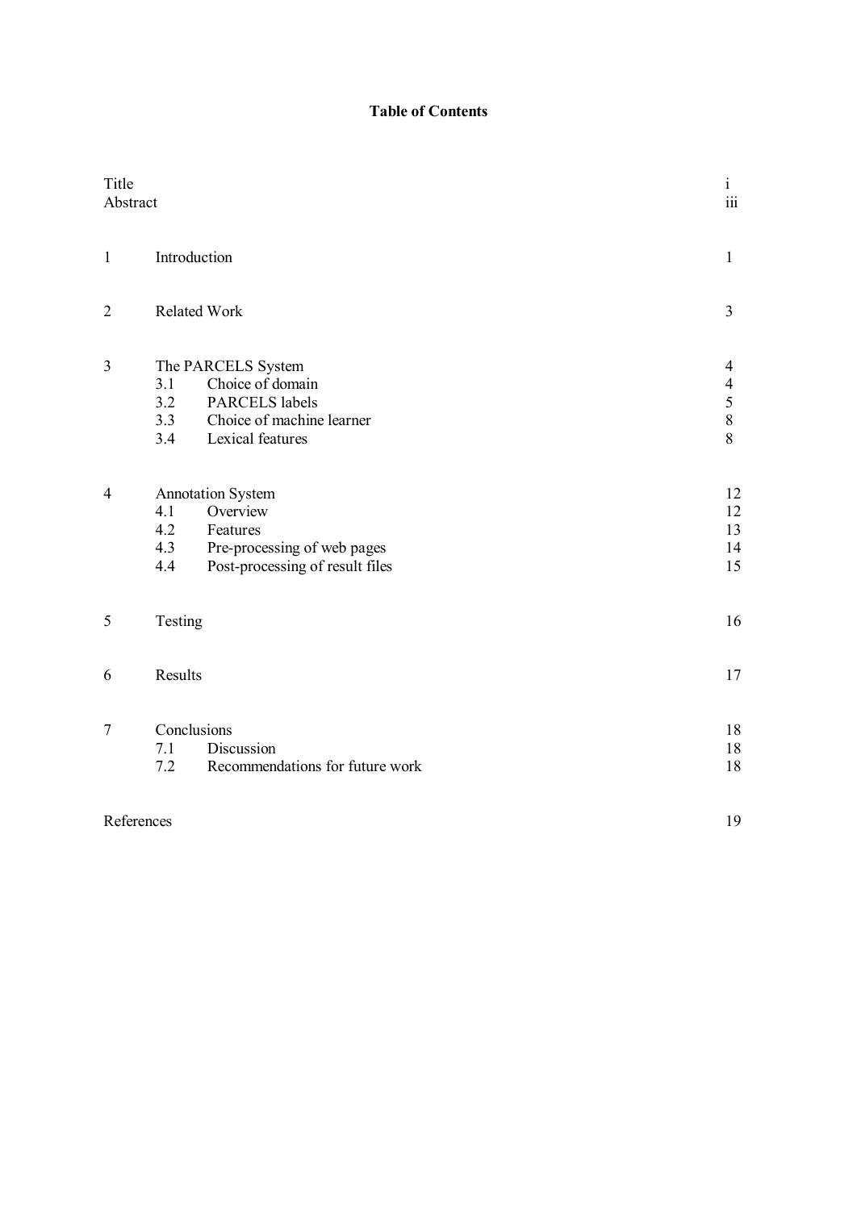# Table of Contents

| | | |
|---|---|---|
| Title | | i |
| Abstract | | iii |
| 1 | Introduction | 1 |
| 2 | Related Work | 3 |
| 3 | The PARCELS System | 4 |
| | 3.1 Choice of domain | 4 |
| | 3.2 PARCELS labels | 5 |
| | 3.3 Choice of machine learner | 8 |
| | 3.4 Lexical features | 8 |
| 4 | Annotation System | 12 |
| | 4.1 Overview | 12 |
| | 4.2 Features | 13 |
| | 4.3 Pre-processing of web pages | 14 |
| | 4.4 Post-processing of result files | 15 |
| 5 | Testing | 16 |
| 6 | Results | 17 |
| 7 | Conclusions | 18 |
| | 7.1 Discussion | 18 |
| | 7.2 Recommendations for future work | 18 |
| References | | 19 |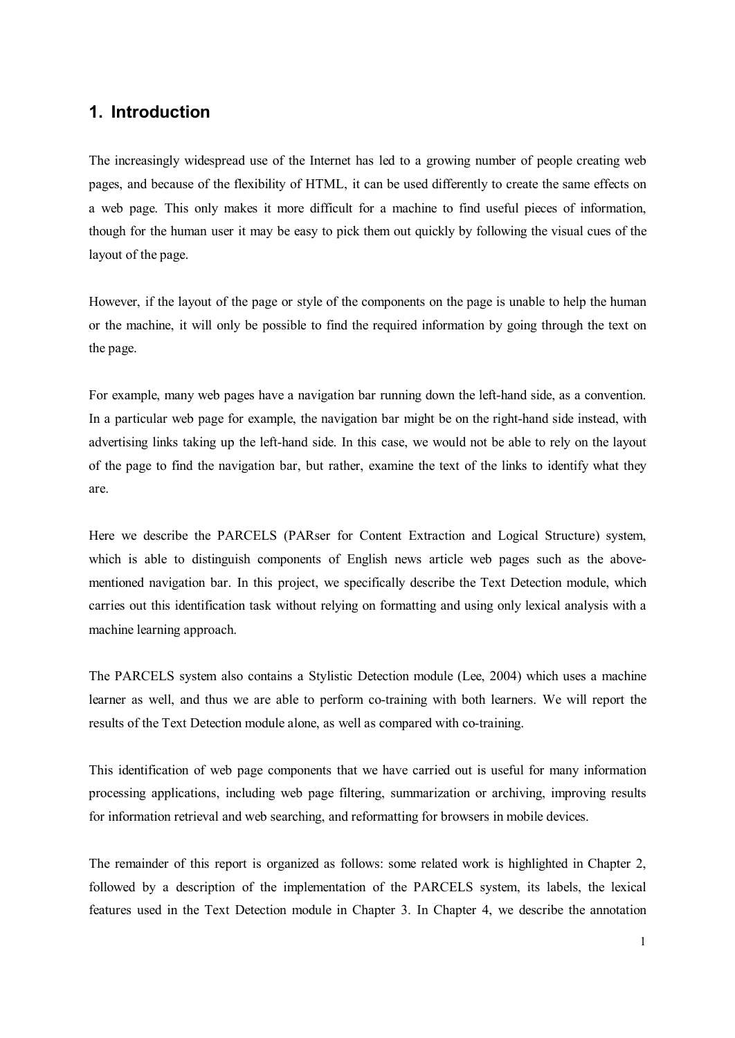# 1. Introduction

The increasingly widespread use of the Internet has led to a growing number of people creating web pages, and because of the flexibility of HTML, it can be used differently to create the same effects on a web page. This only makes it more difficult for a machine to find useful pieces of information, though for the human user it may be easy to pick them out quickly by following the visual cues of the layout of the page.

However, if the layout of the page or style of the components on the page is unable to help the human or the machine, it will only be possible to find the required information by going through the text on the page.

For example, many web pages have a navigation bar running down the left-hand side, as a convention. In a particular web page for example, the navigation bar might be on the right-hand side instead, with advertising links taking up the left-hand side. In this case, we would not be able to rely on the layout of the page to find the navigation bar, but rather, examine the text of the links to identify what they are.

Here we describe the PARCELS (PARser for Content Extraction and Logical Structure) system, which is able to distinguish components of English news article web pages such as the above-mentioned navigation bar. In this project, we specifically describe the Text Detection module, which carries out this identification task without relying on formatting and using only lexical analysis with a machine learning approach.

The PARCELS system also contains a Stylistic Detection module (Lee, 2004) which uses a machine learner as well, and thus we are able to perform co-training with both learners. We will report the results of the Text Detection module alone, as well as compared with co-training.

This identification of web page components that we have carried out is useful for many information processing applications, including web page filtering, summarization or archiving, improving results for information retrieval and web searching, and reformatting for browsers in mobile devices.

The remainder of this report is organized as follows: some related work is highlighted in Chapter 2, followed by a description of the implementation of the PARCELS system, its labels, the lexical features used in the Text Detection module in Chapter 3. In Chapter 4, we describe the annotation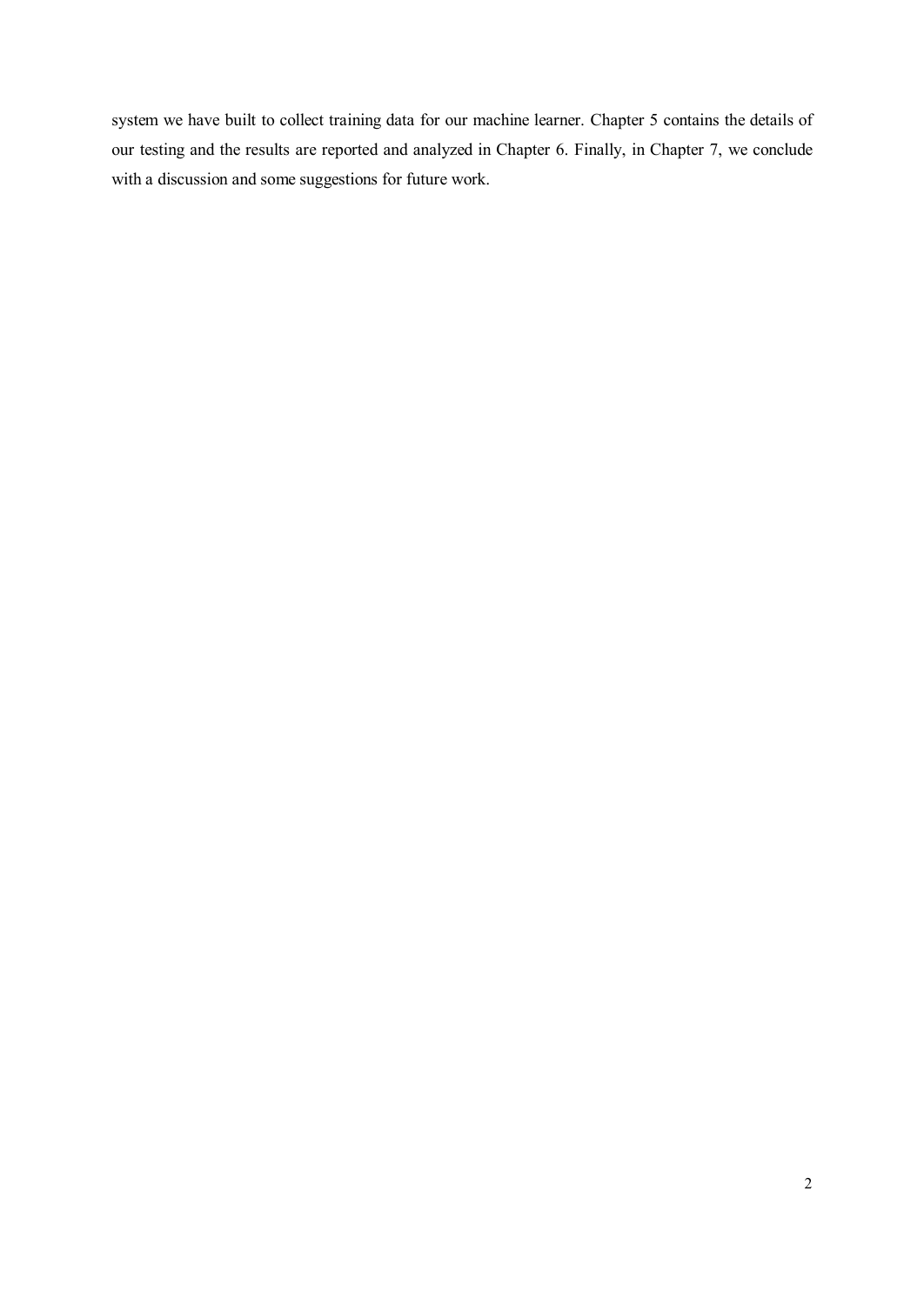system we have built to collect training data for our machine learner. Chapter 5 contains the details of our testing and the results are reported and analyzed in Chapter 6. Finally, in Chapter 7, we conclude with a discussion and some suggestions for future work.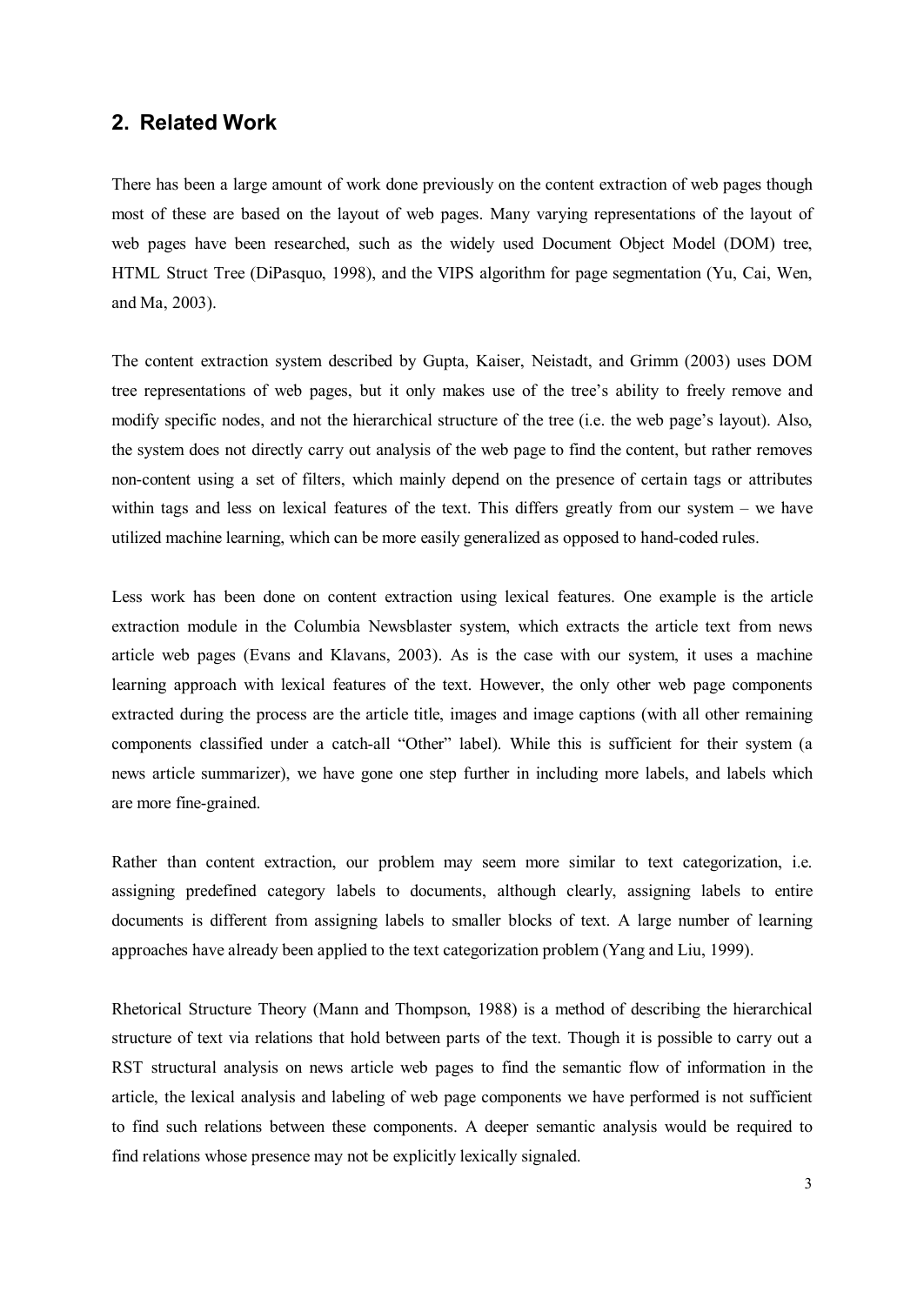## 2. Related Work

There has been a large amount of work done previously on the content extraction of web pages though most of these are based on the layout of web pages. Many varying representations of the layout of web pages have been researched, such as the widely used Document Object Model (DOM) tree, HTML Struct Tree (DiPasquo, 1998), and the VIPS algorithm for page segmentation (Yu, Cai, Wen, and Ma, 2003).

The content extraction system described by Gupta, Kaiser, Neistadt, and Grimm (2003) uses DOM tree representations of web pages, but it only makes use of the tree's ability to freely remove and modify specific nodes, and not the hierarchical structure of the tree (i.e. the web page's layout). Also, the system does not directly carry out analysis of the web page to find the content, but rather removes non-content using a set of filters, which mainly depend on the presence of certain tags or attributes within tags and less on lexical features of the text. This differs greatly from our system – we have utilized machine learning, which can be more easily generalized as opposed to hand-coded rules.

Less work has been done on content extraction using lexical features. One example is the article extraction module in the Columbia Newsblaster system, which extracts the article text from news article web pages (Evans and Klavans, 2003). As is the case with our system, it uses a machine learning approach with lexical features of the text. However, the only other web page components extracted during the process are the article title, images and image captions (with all other remaining components classified under a catch-all "Other" label). While this is sufficient for their system (a news article summarizer), we have gone one step further in including more labels, and labels which are more fine-grained.

Rather than content extraction, our problem may seem more similar to text categorization, i.e. assigning predefined category labels to documents, although clearly, assigning labels to entire documents is different from assigning labels to smaller blocks of text. A large number of learning approaches have already been applied to the text categorization problem (Yang and Liu, 1999).

Rhetorical Structure Theory (Mann and Thompson, 1988) is a method of describing the hierarchical structure of text via relations that hold between parts of the text. Though it is possible to carry out a RST structural analysis on news article web pages to find the semantic flow of information in the article, the lexical analysis and labeling of web page components we have performed is not sufficient to find such relations between these components. A deeper semantic analysis would be required to find relations whose presence may not be explicitly lexically signaled.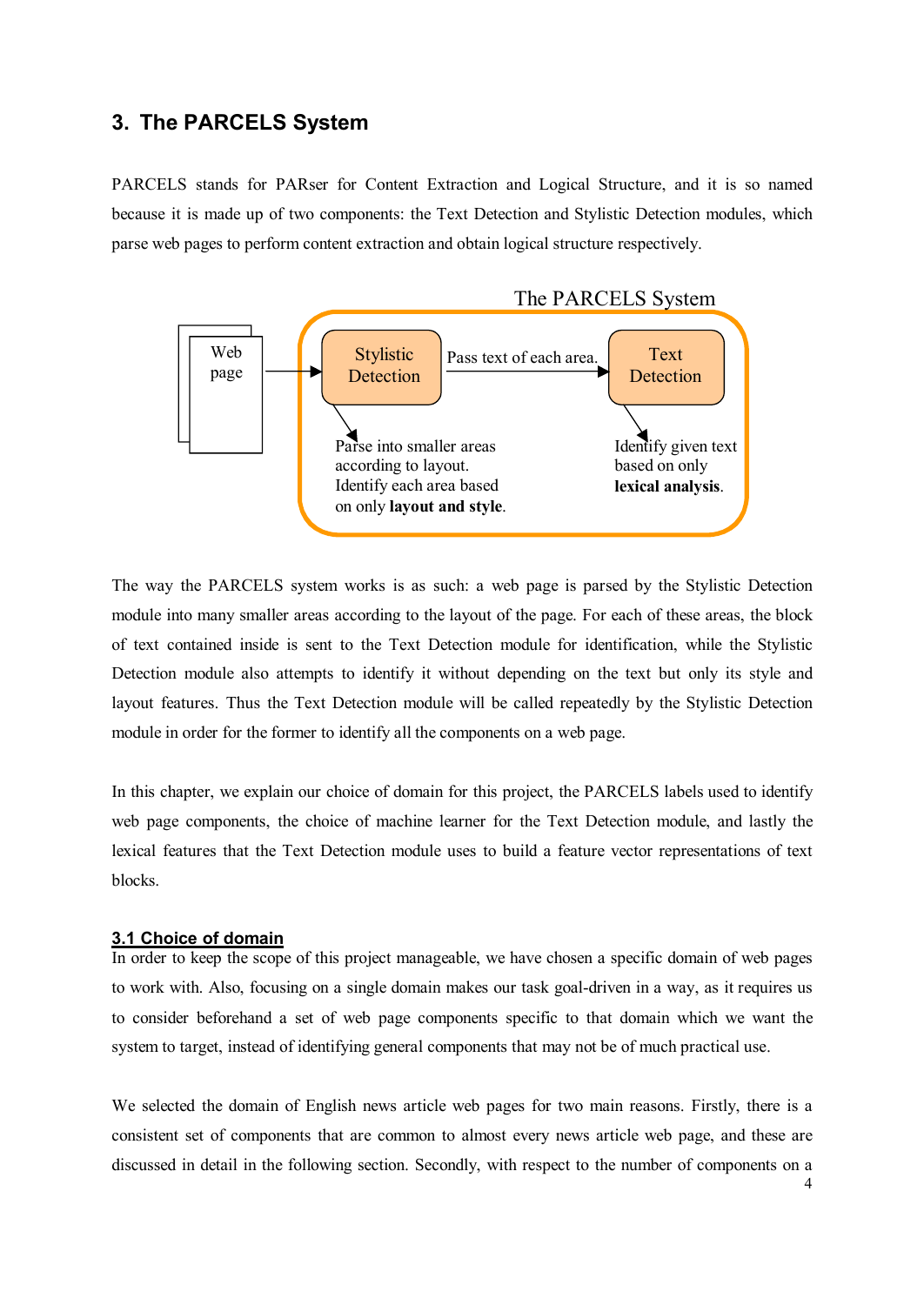# 3. The PARCELS System

PARCELS stands for PARser for Content Extraction and Logical Structure, and it is so named because it is made up of two components: the Text Detection and Stylistic Detection modules, which parse web pages to perform content extraction and obtain logical structure respectively.

The PARCELS System

Web page → Stylistic Detection → Pass text of each area. → Text Detection

Stylistic Detection: Parse into smaller areas according to layout. Identify each area based on only **layout and style**.

Text Detection: Identify given text based on only **lexical analysis**.

The way the PARCELS system works is as such: a web page is parsed by the Stylistic Detection module into many smaller areas according to the layout of the page. For each of these areas, the block of text contained inside is sent to the Text Detection module for identification, while the Stylistic Detection module also attempts to identify it without depending on the text but only its style and layout features. Thus the Text Detection module will be called repeatedly by the Stylistic Detection module in order for the former to identify all the components on a web page.

In this chapter, we explain our choice of domain for this project, the PARCELS labels used to identify web page components, the choice of machine learner for the Text Detection module, and lastly the lexical features that the Text Detection module uses to build a feature vector representations of text blocks.

## 3.1 Choice of domain

In order to keep the scope of this project manageable, we have chosen a specific domain of web pages to work with. Also, focusing on a single domain makes our task goal-driven in a way, as it requires us to consider beforehand a set of web page components specific to that domain which we want the system to target, instead of identifying general components that may not be of much practical use.

We selected the domain of English news article web pages for two main reasons. Firstly, there is a consistent set of components that are common to almost every news article web page, and these are discussed in detail in the following section. Secondly, with respect to the number of components on a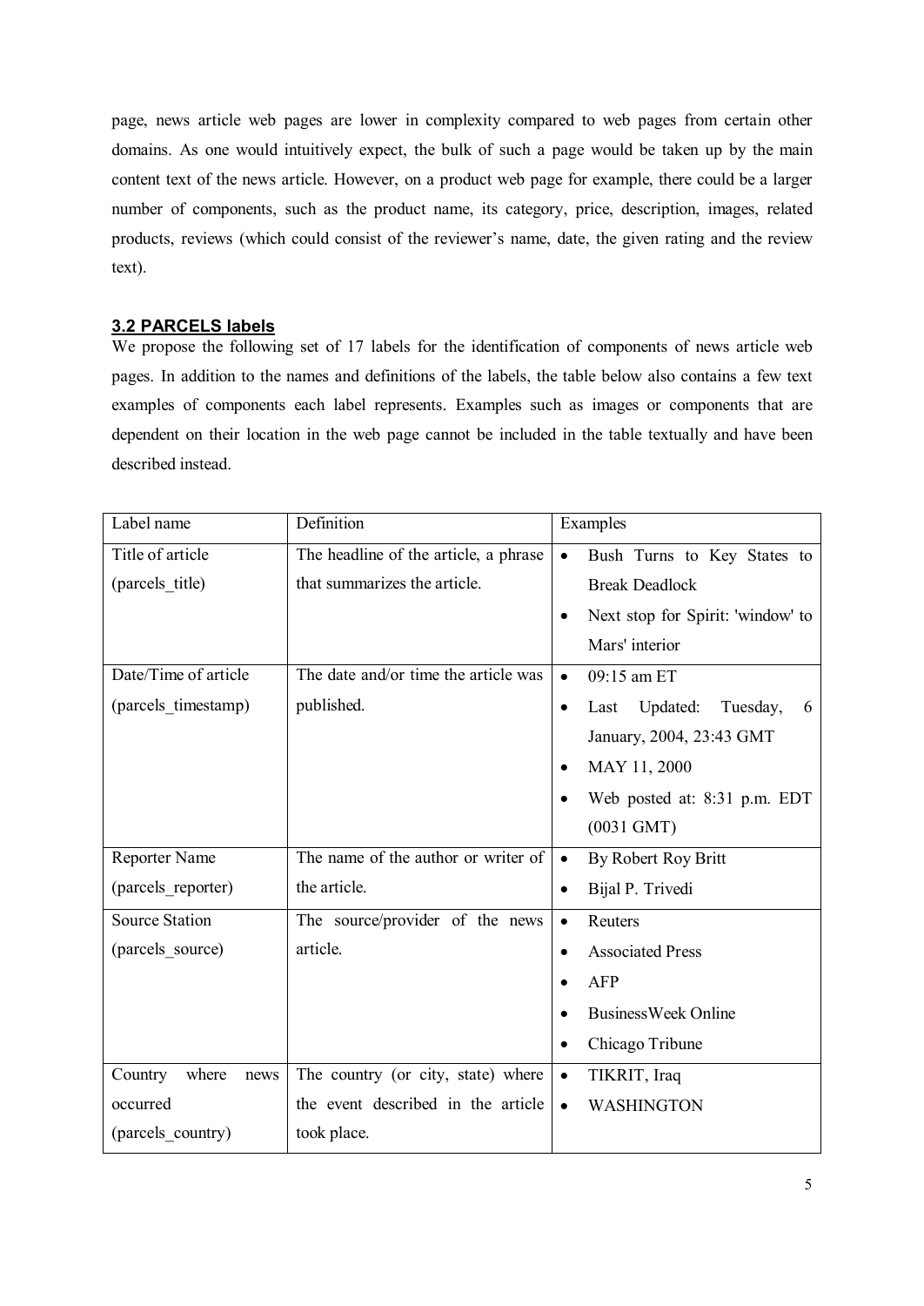page, news article web pages are lower in complexity compared to web pages from certain other domains. As one would intuitively expect, the bulk of such a page would be taken up by the main content text of the news article. However, on a product web page for example, there could be a larger number of components, such as the product name, its category, price, description, images, related products, reviews (which could consist of the reviewer's name, date, the given rating and the review text).

### 3.2 PARCELS labels

We propose the following set of 17 labels for the identification of components of news article web pages. In addition to the names and definitions of the labels, the table below also contains a few text examples of components each label represents. Examples such as images or components that are dependent on their location in the web page cannot be included in the table textually and have been described instead.

| Label name | Definition | Examples |
|---|---|---|
| Title of article (parcels_title) | The headline of the article, a phrase that summarizes the article. | • Bush Turns to Key States to Break Deadlock<br>• Next stop for Spirit: 'window' to Mars' interior |
| Date/Time of article (parcels_timestamp) | The date and/or time the article was published. | • 09:15 am ET<br>• Last Updated: Tuesday, 6 January, 2004, 23:43 GMT<br>• MAY 11, 2000<br>• Web posted at: 8:31 p.m. EDT (0031 GMT) |
| Reporter Name (parcels_reporter) | The name of the author or writer of the article. | • By Robert Roy Britt<br>• Bijal P. Trivedi |
| Source Station (parcels_source) | The source/provider of the news article. | • Reuters<br>• Associated Press<br>• AFP<br>• BusinessWeek Online<br>• Chicago Tribune |
| Country where news occurred (parcels_country) | The country (or city, state) where the event described in the article took place. | • TIKRIT, Iraq<br>• WASHINGTON |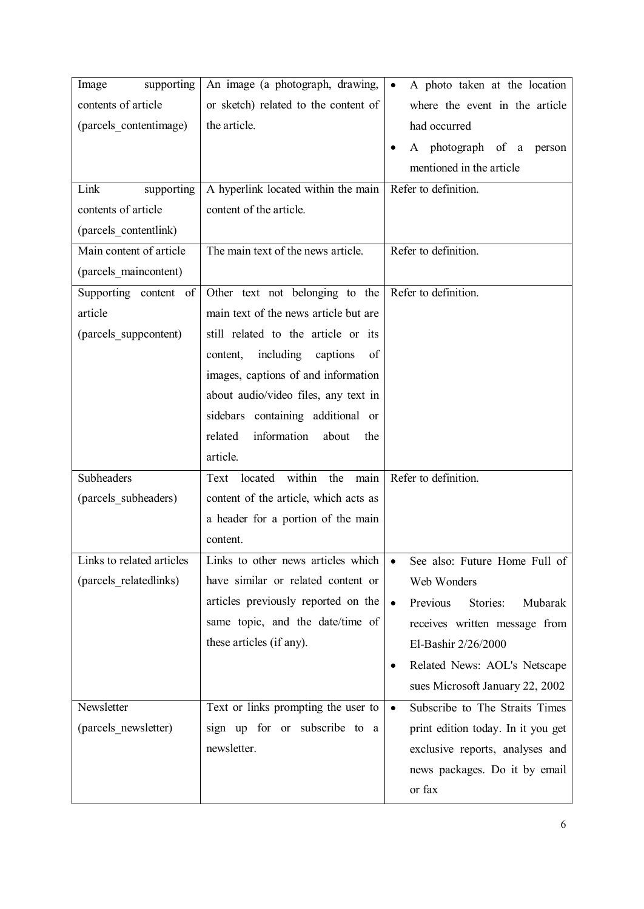| | | |
|---|---|---|
| Image supporting contents of article (parcels_contentimage) | An image (a photograph, drawing, or sketch) related to the content of the article. | • A photo taken at the location where the event in the article had occurred<br>• A photograph of a person mentioned in the article |
| Link supporting contents of article (parcels_contentlink) | A hyperlink located within the main content of the article. | Refer to definition. |
| Main content of article (parcels_maincontent) | The main text of the news article. | Refer to definition. |
| Supporting content of article (parcels_suppcontent) | Other text not belonging to the main text of the news article but are still related to the article or its content, including captions of images, captions of and information about audio/video files, any text in sidebars containing additional or related information about the article. | Refer to definition. |
| Subheaders (parcels_subheaders) | Text located within the main content of the article, which acts as a header for a portion of the main content. | Refer to definition. |
| Links to related articles (parcels_relatedlinks) | Links to other news articles which have similar or related content or articles previously reported on the same topic, and the date/time of these articles (if any). | • See also: Future Home Full of Web Wonders<br>• Previous Stories: Mubarak receives written message from El-Bashir 2/26/2000<br>• Related News: AOL's Netscape sues Microsoft January 22, 2002 |
| Newsletter (parcels_newsletter) | Text or links prompting the user to sign up for or subscribe to a newsletter. | • Subscribe to The Straits Times print edition today. In it you get exclusive reports, analyses and news packages. Do it by email or fax |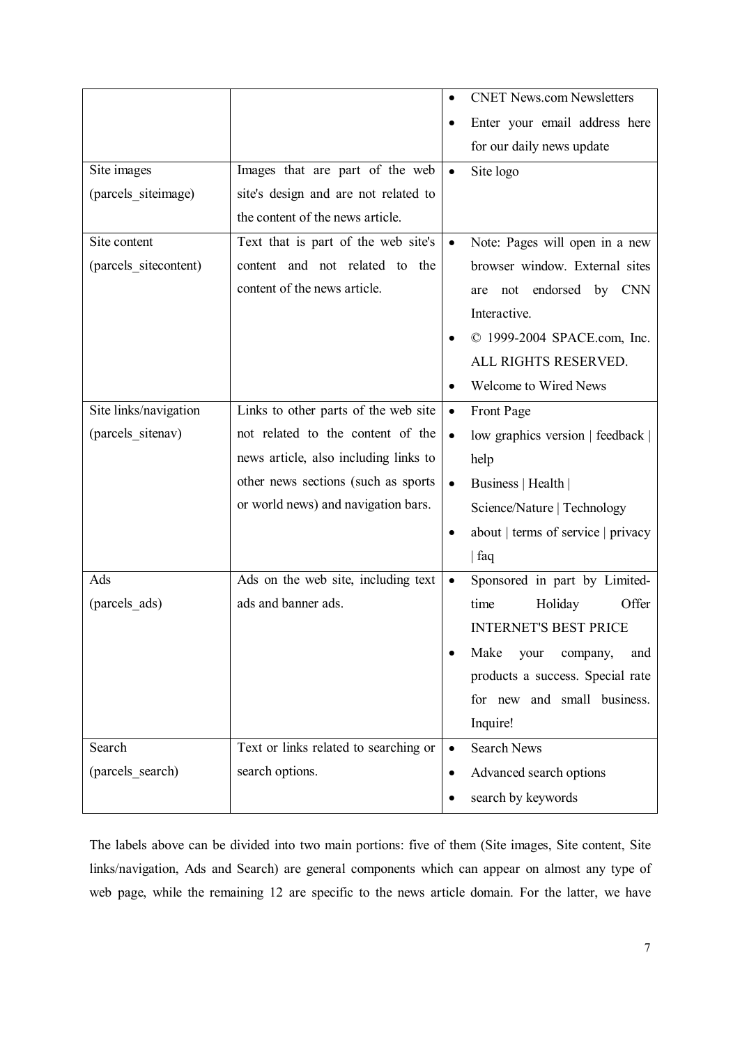| | | |
|---|---|---|
| | | • CNET News.com Newsletters<br>• Enter your email address here for our daily news update |
| Site images (parcels_siteimage) | Images that are part of the web site's design and are not related to the content of the news article. | • Site logo |
| Site content (parcels_sitecontent) | Text that is part of the web site's content and not related to the content of the news article. | • Note: Pages will open in a new browser window. External sites are not endorsed by CNN Interactive.<br>• © 1999-2004 SPACE.com, Inc. ALL RIGHTS RESERVED.<br>• Welcome to Wired News |
| Site links/navigation (parcels_sitenav) | Links to other parts of the web site not related to the content of the news article, also including links to other news sections (such as sports or world news) and navigation bars. | • Front Page<br>• low graphics version \| feedback \| help<br>• Business \| Health \| Science/Nature \| Technology<br>• about \| terms of service \| privacy \| faq |
| Ads (parcels_ads) | Ads on the web site, including text ads and banner ads. | • Sponsored in part by Limited-time Holiday Offer INTERNET'S BEST PRICE<br>• Make your company, and products a success. Special rate for new and small business. Inquire! |
| Search (parcels_search) | Text or links related to searching or search options. | • Search News<br>• Advanced search options<br>• search by keywords |

The labels above can be divided into two main portions: five of them (Site images, Site content, Site links/navigation, Ads and Search) are general components which can appear on almost any type of web page, while the remaining 12 are specific to the news article domain. For the latter, we have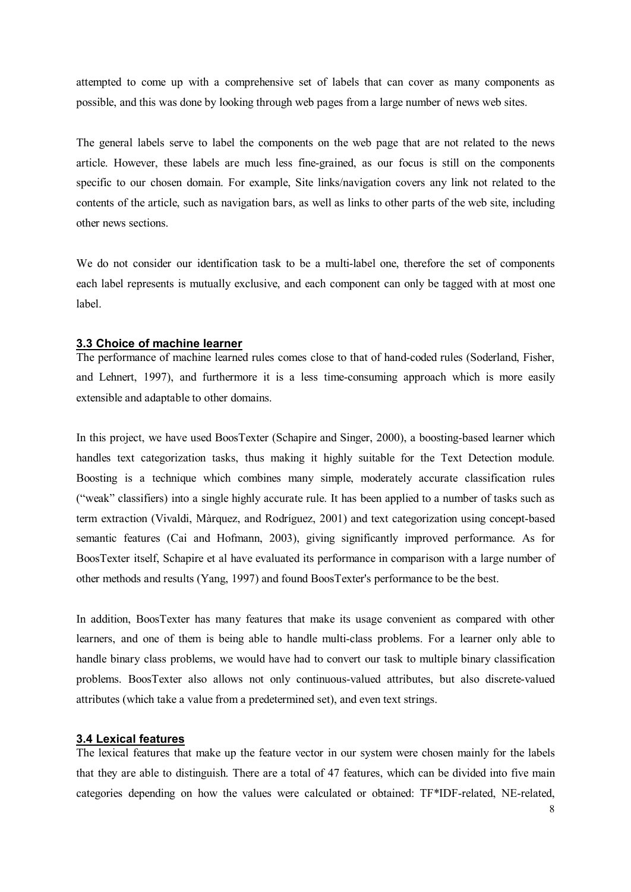attempted to come up with a comprehensive set of labels that can cover as many components as possible, and this was done by looking through web pages from a large number of news web sites.

The general labels serve to label the components on the web page that are not related to the news article. However, these labels are much less fine-grained, as our focus is still on the components specific to our chosen domain. For example, Site links/navigation covers any link not related to the contents of the article, such as navigation bars, as well as links to other parts of the web site, including other news sections.

We do not consider our identification task to be a multi-label one, therefore the set of components each label represents is mutually exclusive, and each component can only be tagged with at most one label.

### 3.3 Choice of machine learner

The performance of machine learned rules comes close to that of hand-coded rules (Soderland, Fisher, and Lehnert, 1997), and furthermore it is a less time-consuming approach which is more easily extensible and adaptable to other domains.

In this project, we have used BoosTexter (Schapire and Singer, 2000), a boosting-based learner which handles text categorization tasks, thus making it highly suitable for the Text Detection module. Boosting is a technique which combines many simple, moderately accurate classification rules ("weak" classifiers) into a single highly accurate rule. It has been applied to a number of tasks such as term extraction (Vivaldi, Màrquez, and Rodríguez, 2001) and text categorization using concept-based semantic features (Cai and Hofmann, 2003), giving significantly improved performance. As for BoosTexter itself, Schapire et al have evaluated its performance in comparison with a large number of other methods and results (Yang, 1997) and found BoosTexter's performance to be the best.

In addition, BoosTexter has many features that make its usage convenient as compared with other learners, and one of them is being able to handle multi-class problems. For a learner only able to handle binary class problems, we would have had to convert our task to multiple binary classification problems. BoosTexter also allows not only continuous-valued attributes, but also discrete-valued attributes (which take a value from a predetermined set), and even text strings.

### 3.4 Lexical features

The lexical features that make up the feature vector in our system were chosen mainly for the labels that they are able to distinguish. There are a total of 47 features, which can be divided into five main categories depending on how the values were calculated or obtained: TF*IDF-related, NE-related,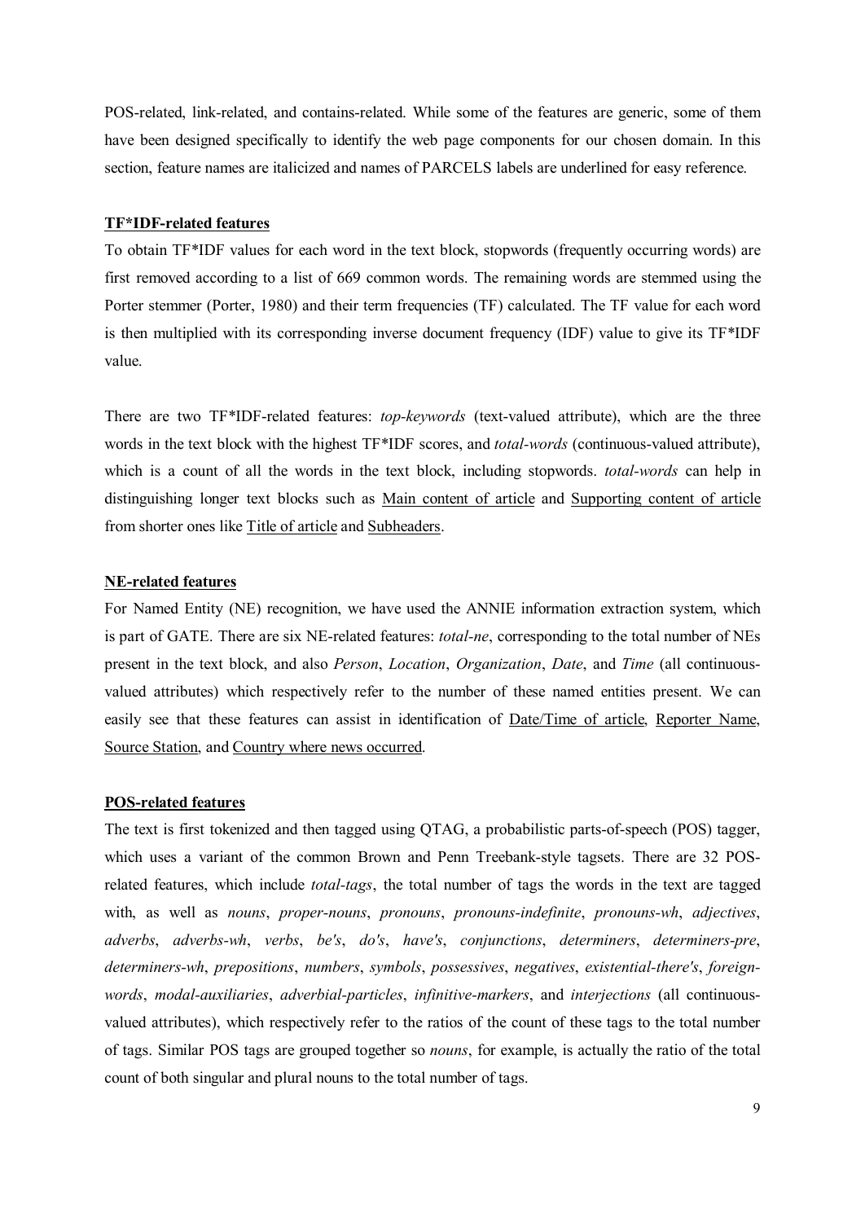POS-related, link-related, and contains-related. While some of the features are generic, some of them have been designed specifically to identify the web page components for our chosen domain. In this section, feature names are italicized and names of PARCELS labels are underlined for easy reference.

**TF*IDF-related features**

To obtain TF*IDF values for each word in the text block, stopwords (frequently occurring words) are first removed according to a list of 669 common words. The remaining words are stemmed using the Porter stemmer (Porter, 1980) and their term frequencies (TF) calculated. The TF value for each word is then multiplied with its corresponding inverse document frequency (IDF) value to give its TF*IDF value.

There are two TF*IDF-related features: *top-keywords* (text-valued attribute), which are the three words in the text block with the highest TF*IDF scores, and *total-words* (continuous-valued attribute), which is a count of all the words in the text block, including stopwords. *total-words* can help in distinguishing longer text blocks such as <u>Main content of article</u> and <u>Supporting content of article</u> from shorter ones like <u>Title of article</u> and <u>Subheaders</u>.

**NE-related features**

For Named Entity (NE) recognition, we have used the ANNIE information extraction system, which is part of GATE. There are six NE-related features: *total-ne*, corresponding to the total number of NEs present in the text block, and also *Person*, *Location*, *Organization*, *Date*, and *Time* (all continuous-valued attributes) which respectively refer to the number of these named entities present. We can easily see that these features can assist in identification of <u>Date/Time of article</u>, <u>Reporter Name</u>, <u>Source Station</u>, and <u>Country where news occurred</u>.

**POS-related features**

The text is first tokenized and then tagged using QTAG, a probabilistic parts-of-speech (POS) tagger, which uses a variant of the common Brown and Penn Treebank-style tagsets. There are 32 POS-related features, which include *total-tags*, the total number of tags the words in the text are tagged with, as well as *nouns*, *proper-nouns*, *pronouns*, *pronouns-indefinite*, *pronouns-wh*, *adjectives*, *adverbs*, *adverbs-wh*, *verbs*, *be's*, *do's*, *have's*, *conjunctions*, *determiners*, *determiners-pre*, *determiners-wh*, *prepositions*, *numbers*, *symbols*, *possessives*, *negatives*, *existential-there's*, *foreign-words*, *modal-auxiliaries*, *adverbial-particles*, *infinitive-markers*, and *interjections* (all continuous-valued attributes), which respectively refer to the ratios of the count of these tags to the total number of tags. Similar POS tags are grouped together so *nouns*, for example, is actually the ratio of the total count of both singular and plural nouns to the total number of tags.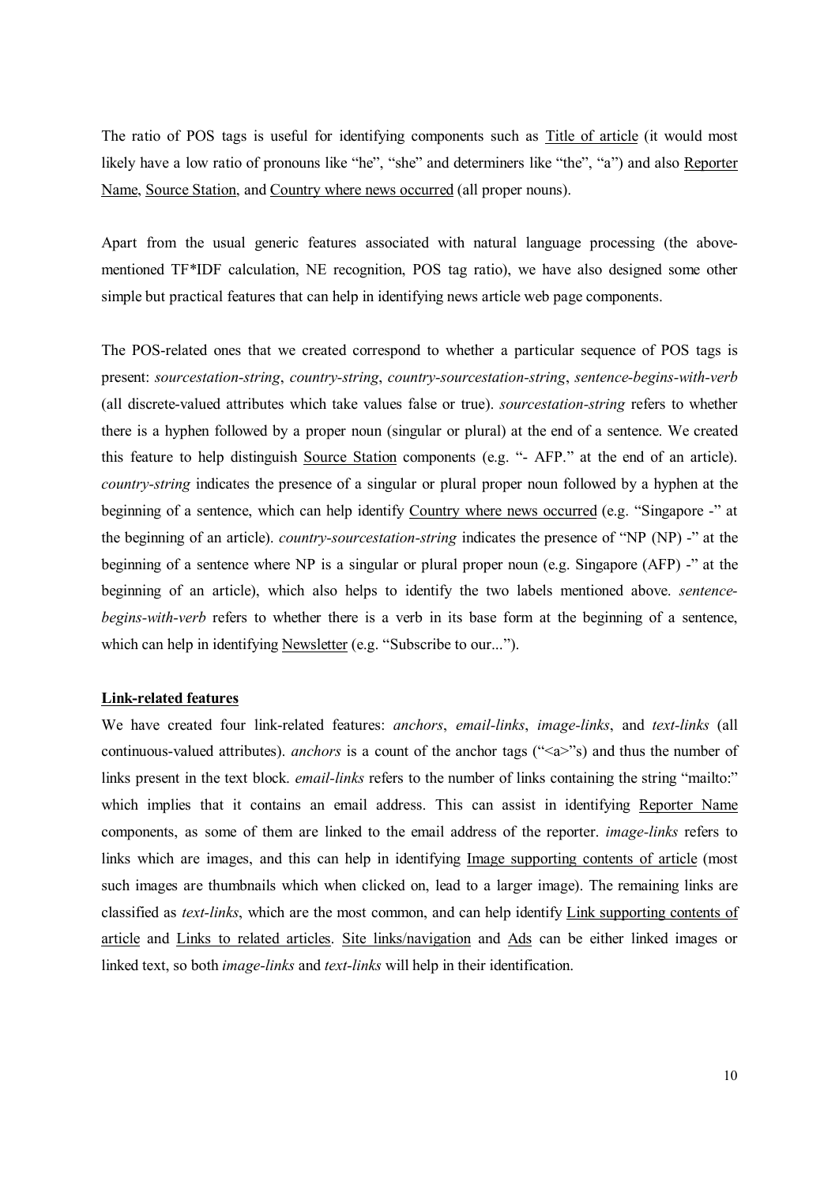The ratio of POS tags is useful for identifying components such as <u>Title of article</u> (it would most likely have a low ratio of pronouns like "he", "she" and determiners like "the", "a") and also <u>Reporter Name</u>, <u>Source Station</u>, and <u>Country where news occurred</u> (all proper nouns).

Apart from the usual generic features associated with natural language processing (the above-mentioned TF*IDF calculation, NE recognition, POS tag ratio), we have also designed some other simple but practical features that can help in identifying news article web page components.

The POS-related ones that we created correspond to whether a particular sequence of POS tags is present: *sourcestation-string*, *country-string*, *country-sourcestation-string*, *sentence-begins-with-verb* (all discrete-valued attributes which take values false or true). *sourcestation-string* refers to whether there is a hyphen followed by a proper noun (singular or plural) at the end of a sentence. We created this feature to help distinguish <u>Source Station</u> components (e.g. "- AFP." at the end of an article). *country-string* indicates the presence of a singular or plural proper noun followed by a hyphen at the beginning of a sentence, which can help identify <u>Country where news occurred</u> (e.g. "Singapore -" at the beginning of an article). *country-sourcestation-string* indicates the presence of "NP (NP) -" at the beginning of a sentence where NP is a singular or plural proper noun (e.g. Singapore (AFP) -" at the beginning of an article), which also helps to identify the two labels mentioned above. *sentence-begins-with-verb* refers to whether there is a verb in its base form at the beginning of a sentence, which can help in identifying <u>Newsletter</u> (e.g. "Subscribe to our...").

**<u>Link-related features</u>**

We have created four link-related features: *anchors*, *email-links*, *image-links*, and *text-links* (all continuous-valued attributes). *anchors* is a count of the anchor tags ("<a>"s) and thus the number of links present in the text block. *email-links* refers to the number of links containing the string "mailto:" which implies that it contains an email address. This can assist in identifying <u>Reporter Name</u> components, as some of them are linked to the email address of the reporter. *image-links* refers to links which are images, and this can help in identifying <u>Image supporting contents of article</u> (most such images are thumbnails which when clicked on, lead to a larger image). The remaining links are classified as *text-links*, which are the most common, and can help identify <u>Link supporting contents of article</u> and <u>Links to related articles</u>. <u>Site links/navigation</u> and <u>Ads</u> can be either linked images or linked text, so both *image-links* and *text-links* will help in their identification.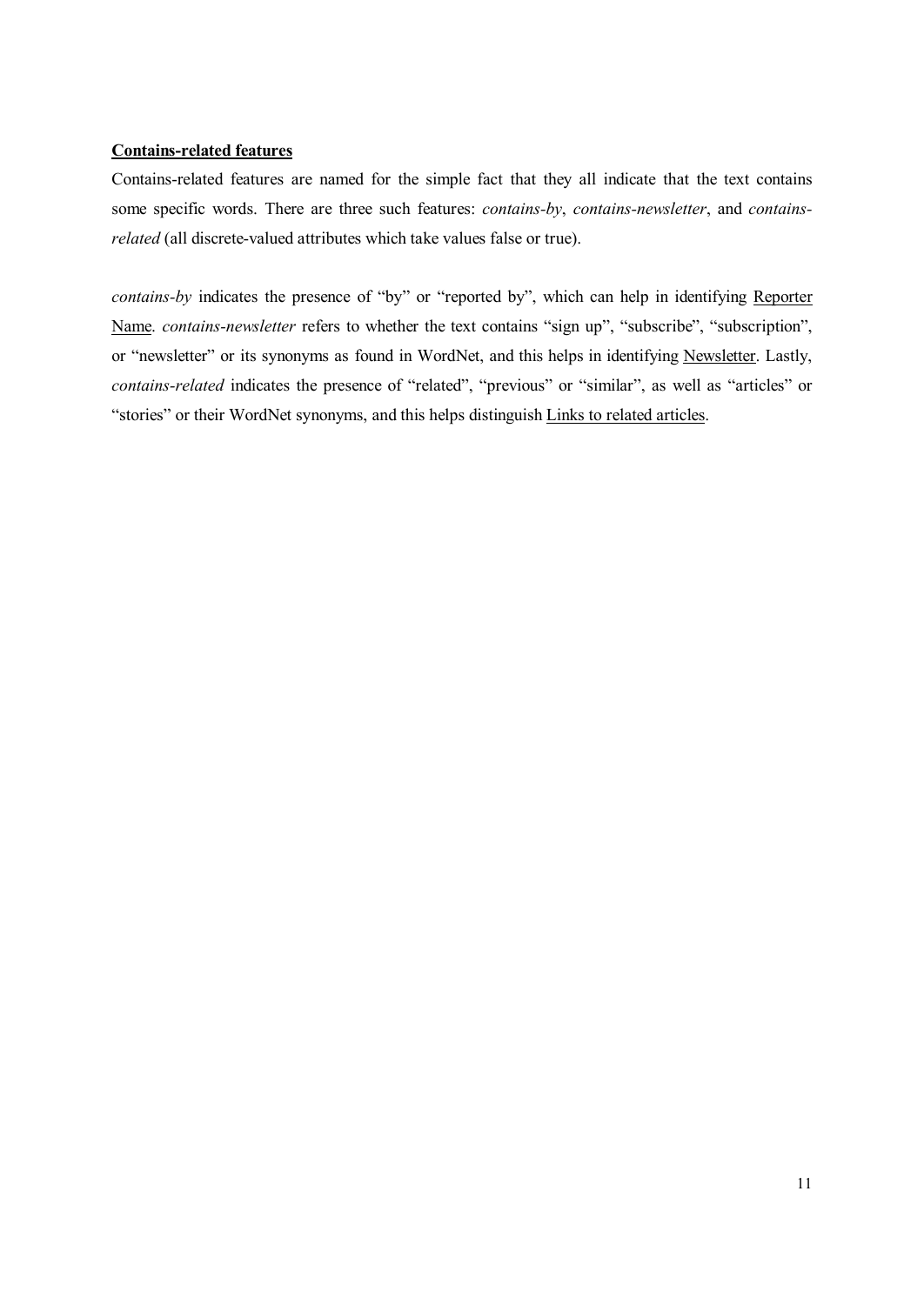**Contains-related features**

Contains-related features are named for the simple fact that they all indicate that the text contains some specific words. There are three such features: *contains-by*, *contains-newsletter*, and *contains-related* (all discrete-valued attributes which take values false or true).

*contains-by* indicates the presence of "by" or "reported by", which can help in identifying Reporter Name. *contains-newsletter* refers to whether the text contains "sign up", "subscribe", "subscription", or "newsletter" or its synonyms as found in WordNet, and this helps in identifying Newsletter. Lastly, *contains-related* indicates the presence of "related", "previous" or "similar", as well as "articles" or "stories" or their WordNet synonyms, and this helps distinguish Links to related articles.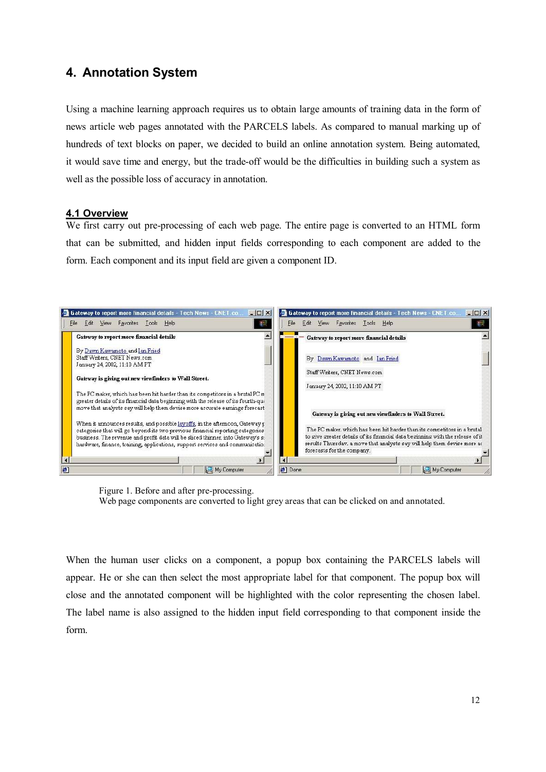# 4. Annotation System

Using a machine learning approach requires us to obtain large amounts of training data in the form of news article web pages annotated with the PARCELS labels. As compared to manual marking up of hundreds of text blocks on paper, we decided to build an online annotation system. Being automated, it would save time and energy, but the trade-off would be the difficulties in building such a system as well as the possible loss of accuracy in annotation.

## 4.1 Overview

We first carry out pre-processing of each web page. The entire page is converted to an HTML form that can be submitted, and hidden input fields corresponding to each component are added to the form. Each component and its input field are given a component ID.

Figure 1. Before and after pre-processing.
Web page components are converted to light grey areas that can be clicked on and annotated.

When the human user clicks on a component, a popup box containing the PARCELS labels will appear. He or she can then select the most appropriate label for that component. The popup box will close and the annotated component will be highlighted with the color representing the chosen label. The label name is also assigned to the hidden input field corresponding to that component inside the form.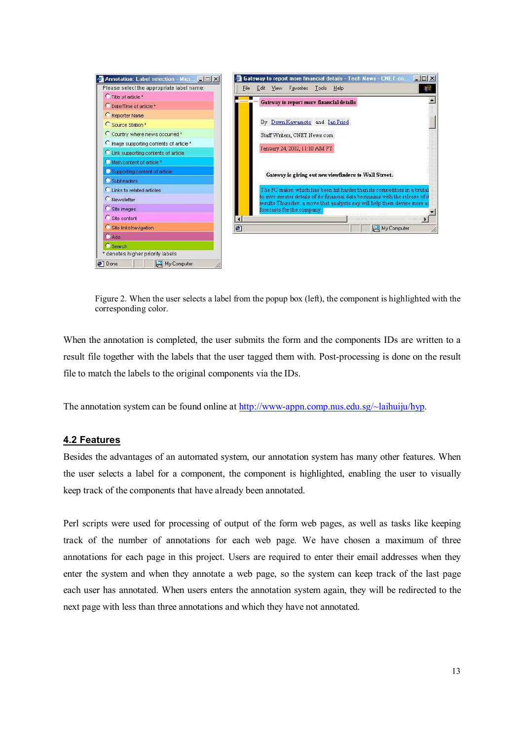Figure 2. When the user selects a label from the popup box (left), the component is highlighted with the corresponding color.

When the annotation is completed, the user submits the form and the components IDs are written to a result file together with the labels that the user tagged them with. Post-processing is done on the result file to match the labels to the original components via the IDs.

The annotation system can be found online at http://www-appn.comp.nus.edu.sg/~laihuiju/hyp.

## 4.2 Features

Besides the advantages of an automated system, our annotation system has many other features. When the user selects a label for a component, the component is highlighted, enabling the user to visually keep track of the components that have already been annotated.

Perl scripts were used for processing of output of the form web pages, as well as tasks like keeping track of the number of annotations for each web page. We have chosen a maximum of three annotations for each page in this project. Users are required to enter their email addresses when they enter the system and when they annotate a web page, so the system can keep track of the last page each user has annotated. When users enters the annotation system again, they will be redirected to the next page with less than three annotations and which they have not annotated.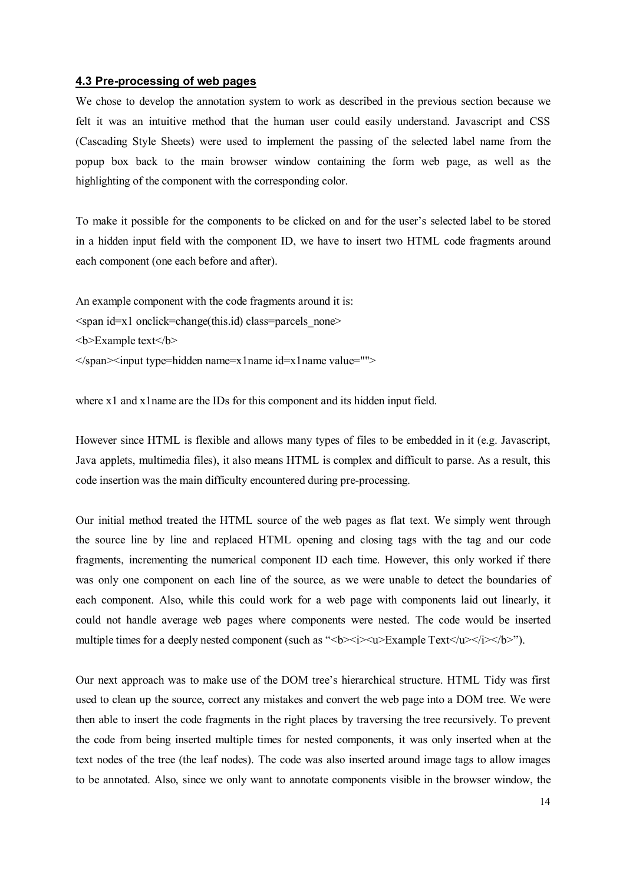### 4.3 Pre-processing of web pages

We chose to develop the annotation system to work as described in the previous section because we felt it was an intuitive method that the human user could easily understand. Javascript and CSS (Cascading Style Sheets) were used to implement the passing of the selected label name from the popup box back to the main browser window containing the form web page, as well as the highlighting of the component with the corresponding color.

To make it possible for the components to be clicked on and for the user's selected label to be stored in a hidden input field with the component ID, we have to insert two HTML code fragments around each component (one each before and after).

An example component with the code fragments around it is:

```
<span id=x1 onclick=change(this.id) class=parcels_none>
<b>Example text</b>
</span><input type=hidden name=x1name id=x1name value="">
```

where x1 and x1name are the IDs for this component and its hidden input field.

However since HTML is flexible and allows many types of files to be embedded in it (e.g. Javascript, Java applets, multimedia files), it also means HTML is complex and difficult to parse. As a result, this code insertion was the main difficulty encountered during pre-processing.

Our initial method treated the HTML source of the web pages as flat text. We simply went through the source line by line and replaced HTML opening and closing tags with the tag and our code fragments, incrementing the numerical component ID each time. However, this only worked if there was only one component on each line of the source, as we were unable to detect the boundaries of each component. Also, while this could work for a web page with components laid out linearly, it could not handle average web pages where components were nested. The code would be inserted multiple times for a deeply nested component (such as "<b><i><u>Example Text</u></i></b>").

Our next approach was to make use of the DOM tree's hierarchical structure. HTML Tidy was first used to clean up the source, correct any mistakes and convert the web page into a DOM tree. We were then able to insert the code fragments in the right places by traversing the tree recursively. To prevent the code from being inserted multiple times for nested components, it was only inserted when at the text nodes of the tree (the leaf nodes). The code was also inserted around image tags to allow images to be annotated. Also, since we only want to annotate components visible in the browser window, the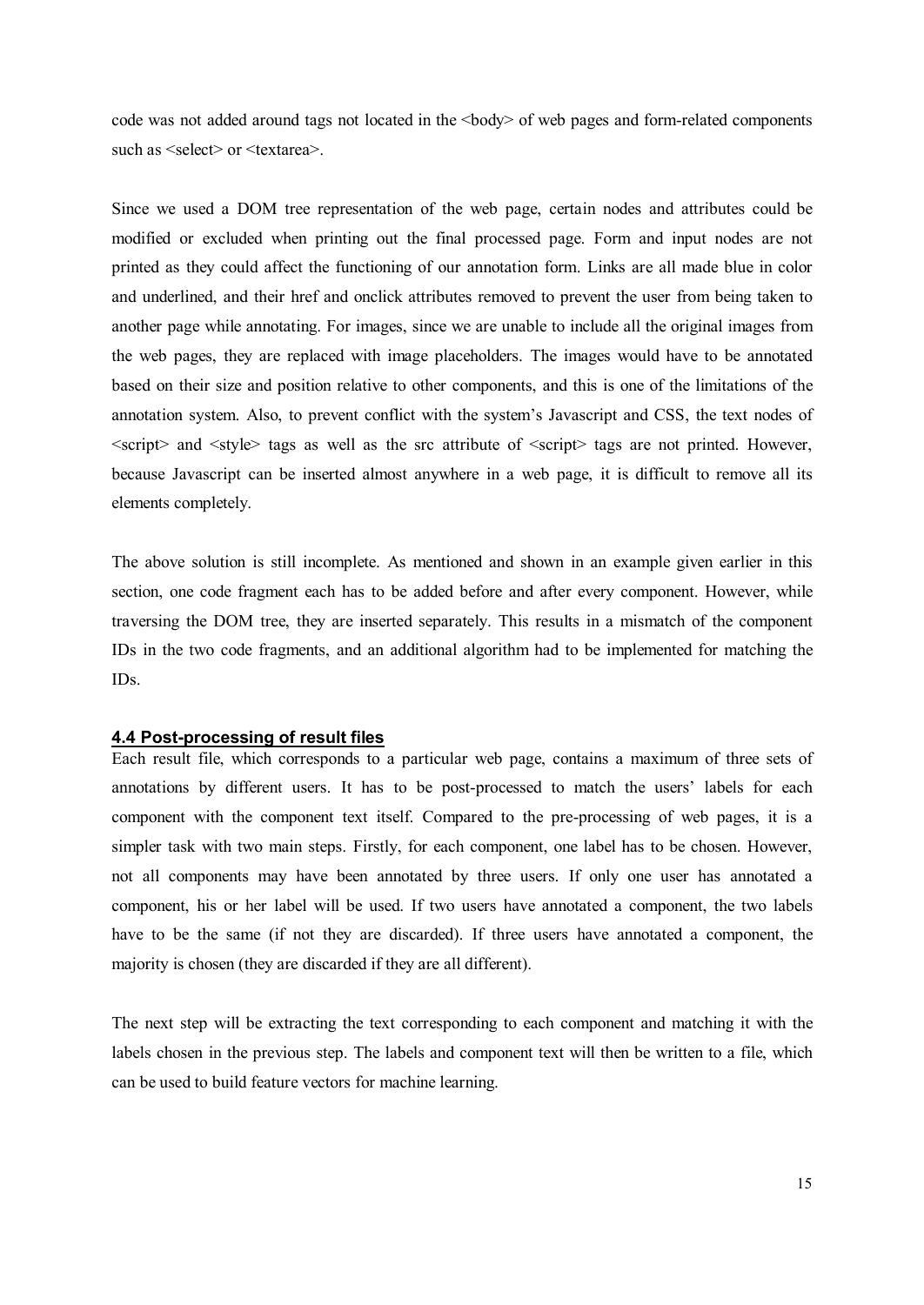code was not added around tags not located in the <body> of web pages and form-related components such as <select> or <textarea>.

Since we used a DOM tree representation of the web page, certain nodes and attributes could be modified or excluded when printing out the final processed page. Form and input nodes are not printed as they could affect the functioning of our annotation form. Links are all made blue in color and underlined, and their href and onclick attributes removed to prevent the user from being taken to another page while annotating. For images, since we are unable to include all the original images from the web pages, they are replaced with image placeholders. The images would have to be annotated based on their size and position relative to other components, and this is one of the limitations of the annotation system. Also, to prevent conflict with the system's Javascript and CSS, the text nodes of <script> and <style> tags as well as the src attribute of <script> tags are not printed. However, because Javascript can be inserted almost anywhere in a web page, it is difficult to remove all its elements completely.

The above solution is still incomplete. As mentioned and shown in an example given earlier in this section, one code fragment each has to be added before and after every component. However, while traversing the DOM tree, they are inserted separately. This results in a mismatch of the component IDs in the two code fragments, and an additional algorithm had to be implemented for matching the IDs.

### 4.4 Post-processing of result files

Each result file, which corresponds to a particular web page, contains a maximum of three sets of annotations by different users. It has to be post-processed to match the users' labels for each component with the component text itself. Compared to the pre-processing of web pages, it is a simpler task with two main steps. Firstly, for each component, one label has to be chosen. However, not all components may have been annotated by three users. If only one user has annotated a component, his or her label will be used. If two users have annotated a component, the two labels have to be the same (if not they are discarded). If three users have annotated a component, the majority is chosen (they are discarded if they are all different).

The next step will be extracting the text corresponding to each component and matching it with the labels chosen in the previous step. The labels and component text will then be written to a file, which can be used to build feature vectors for machine learning.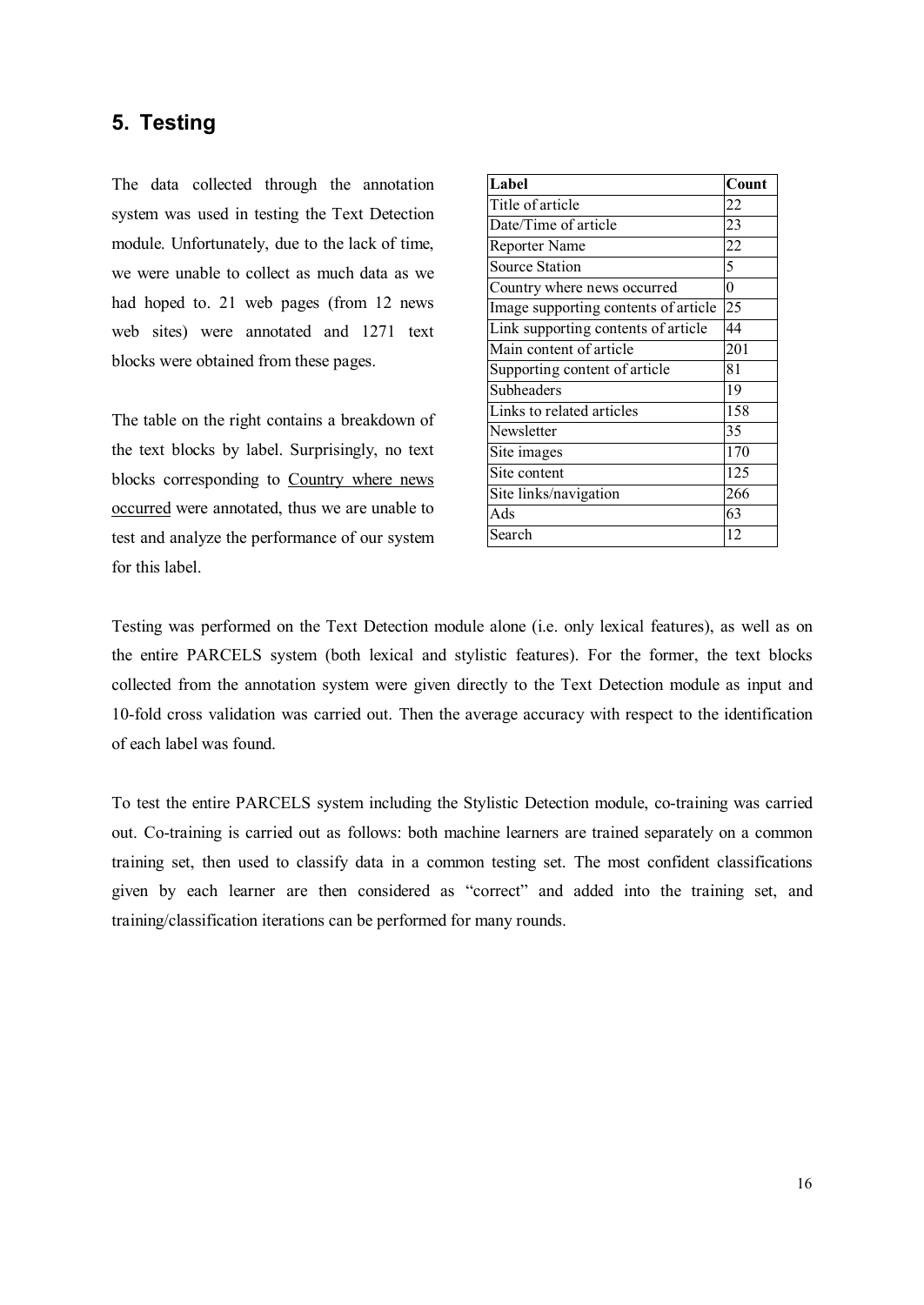## 5. Testing

The data collected through the annotation system was used in testing the Text Detection module. Unfortunately, due to the lack of time, we were unable to collect as much data as we had hoped to. 21 web pages (from 12 news web sites) were annotated and 1271 text blocks were obtained from these pages.

The table on the right contains a breakdown of the text blocks by label. Surprisingly, no text blocks corresponding to Country where news occurred were annotated, thus we are unable to test and analyze the performance of our system for this label.

| Label | Count |
|---|---|
| Title of article | 22 |
| Date/Time of article | 23 |
| Reporter Name | 22 |
| Source Station | 5 |
| Country where news occurred | 0 |
| Image supporting contents of article | 25 |
| Link supporting contents of article | 44 |
| Main content of article | 201 |
| Supporting content of article | 81 |
| Subheaders | 19 |
| Links to related articles | 158 |
| Newsletter | 35 |
| Site images | 170 |
| Site content | 125 |
| Site links/navigation | 266 |
| Ads | 63 |
| Search | 12 |

Testing was performed on the Text Detection module alone (i.e. only lexical features), as well as on the entire PARCELS system (both lexical and stylistic features). For the former, the text blocks collected from the annotation system were given directly to the Text Detection module as input and 10-fold cross validation was carried out. Then the average accuracy with respect to the identification of each label was found.

To test the entire PARCELS system including the Stylistic Detection module, co-training was carried out. Co-training is carried out as follows: both machine learners are trained separately on a common training set, then used to classify data in a common testing set. The most confident classifications given by each learner are then considered as "correct" and added into the training set, and training/classification iterations can be performed for many rounds.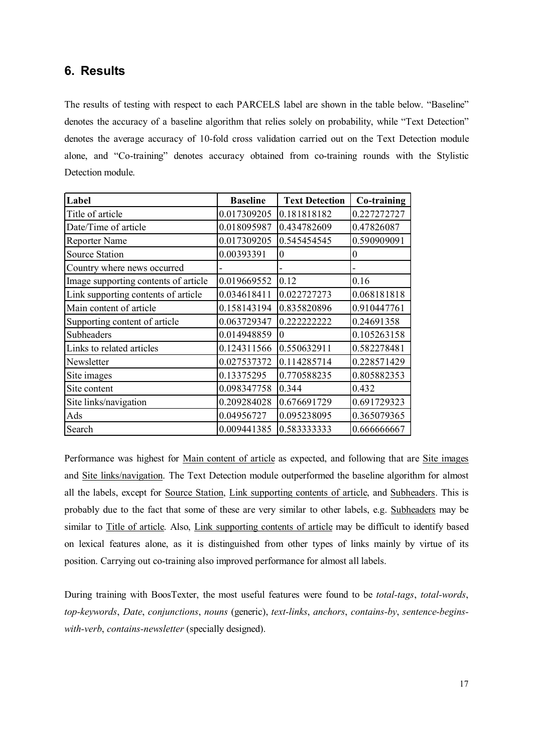## 6. Results

The results of testing with respect to each PARCELS label are shown in the table below. "Baseline" denotes the accuracy of a baseline algorithm that relies solely on probability, while "Text Detection" denotes the average accuracy of 10-fold cross validation carried out on the Text Detection module alone, and "Co-training" denotes accuracy obtained from co-training rounds with the Stylistic Detection module.

| Label | Baseline | Text Detection | Co-training |
|---|---|---|---|
| Title of article | 0.017309205 | 0.181818182 | 0.227272727 |
| Date/Time of article | 0.018095987 | 0.434782609 | 0.47826087 |
| Reporter Name | 0.017309205 | 0.545454545 | 0.590909091 |
| Source Station | 0.00393391 | 0 | 0 |
| Country where news occurred | - | - | - |
| Image supporting contents of article | 0.019669552 | 0.12 | 0.16 |
| Link supporting contents of article | 0.034618411 | 0.022727273 | 0.068181818 |
| Main content of article | 0.158143194 | 0.835820896 | 0.910447761 |
| Supporting content of article | 0.063729347 | 0.222222222 | 0.24691358 |
| Subheaders | 0.014948859 | 0 | 0.105263158 |
| Links to related articles | 0.124311566 | 0.550632911 | 0.582278481 |
| Newsletter | 0.027537372 | 0.114285714 | 0.228571429 |
| Site images | 0.13375295 | 0.770588235 | 0.805882353 |
| Site content | 0.098347758 | 0.344 | 0.432 |
| Site links/navigation | 0.209284028 | 0.676691729 | 0.691729323 |
| Ads | 0.04956727 | 0.095238095 | 0.365079365 |
| Search | 0.009441385 | 0.583333333 | 0.666666667 |

Performance was highest for Main content of article as expected, and following that are Site images and Site links/navigation. The Text Detection module outperformed the baseline algorithm for almost all the labels, except for Source Station, Link supporting contents of article, and Subheaders. This is probably due to the fact that some of these are very similar to other labels, e.g. Subheaders may be similar to Title of article. Also, Link supporting contents of article may be difficult to identify based on lexical features alone, as it is distinguished from other types of links mainly by virtue of its position. Carrying out co-training also improved performance for almost all labels.

During training with BoosTexter, the most useful features were found to be *total-tags*, *total-words*, *top-keywords*, *Date*, *conjunctions*, *nouns* (generic), *text-links*, *anchors*, *contains-by*, *sentence-begins-with-verb*, *contains-newsletter* (specially designed).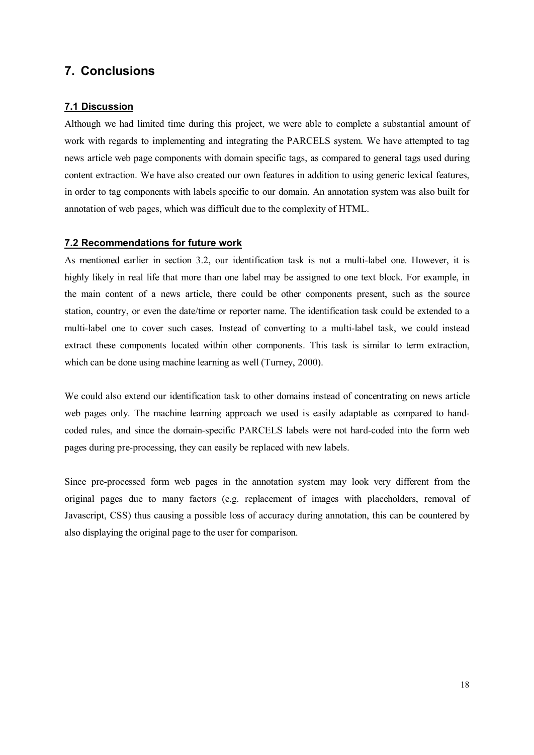# 7. Conclusions

## 7.1 Discussion

Although we had limited time during this project, we were able to complete a substantial amount of work with regards to implementing and integrating the PARCELS system. We have attempted to tag news article web page components with domain specific tags, as compared to general tags used during content extraction. We have also created our own features in addition to using generic lexical features, in order to tag components with labels specific to our domain. An annotation system was also built for annotation of web pages, which was difficult due to the complexity of HTML.

## 7.2 Recommendations for future work

As mentioned earlier in section 3.2, our identification task is not a multi-label one. However, it is highly likely in real life that more than one label may be assigned to one text block. For example, in the main content of a news article, there could be other components present, such as the source station, country, or even the date/time or reporter name. The identification task could be extended to a multi-label one to cover such cases. Instead of converting to a multi-label task, we could instead extract these components located within other components. This task is similar to term extraction, which can be done using machine learning as well (Turney, 2000).

We could also extend our identification task to other domains instead of concentrating on news article web pages only. The machine learning approach we used is easily adaptable as compared to hand-coded rules, and since the domain-specific PARCELS labels were not hard-coded into the form web pages during pre-processing, they can easily be replaced with new labels.

Since pre-processed form web pages in the annotation system may look very different from the original pages due to many factors (e.g. replacement of images with placeholders, removal of Javascript, CSS) thus causing a possible loss of accuracy during annotation, this can be countered by also displaying the original page to the user for comparison.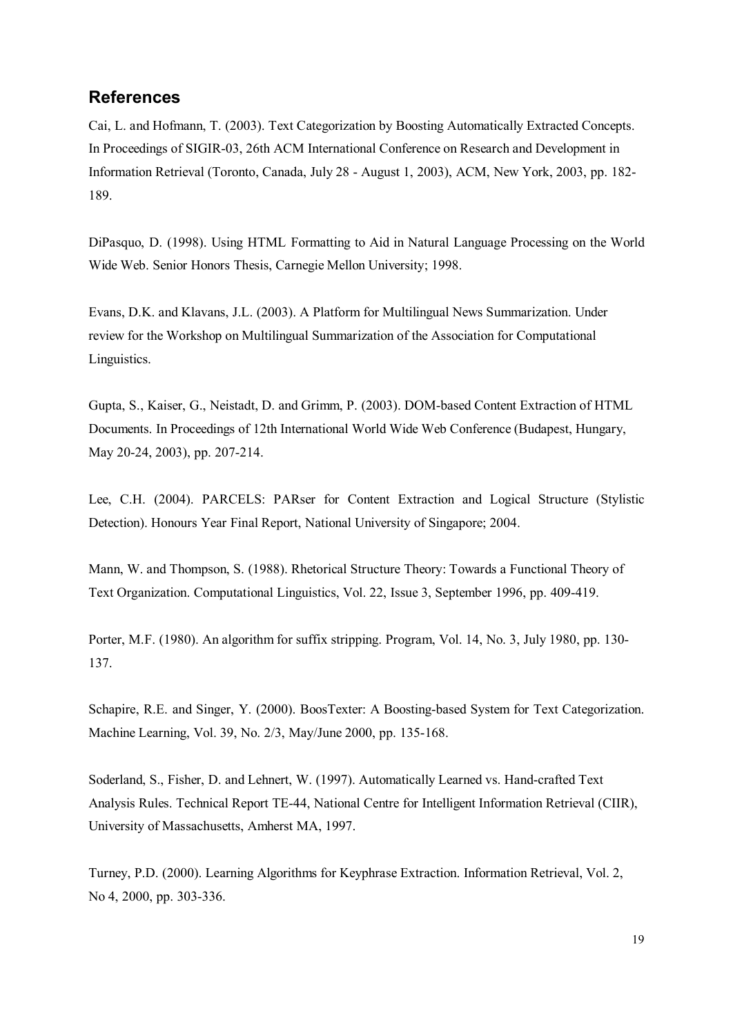## References

Cai, L. and Hofmann, T. (2003). Text Categorization by Boosting Automatically Extracted Concepts. In Proceedings of SIGIR-03, 26th ACM International Conference on Research and Development in Information Retrieval (Toronto, Canada, July 28 - August 1, 2003), ACM, New York, 2003, pp. 182-189.

DiPasquo, D. (1998). Using HTML Formatting to Aid in Natural Language Processing on the World Wide Web. Senior Honors Thesis, Carnegie Mellon University; 1998.

Evans, D.K. and Klavans, J.L. (2003). A Platform for Multilingual News Summarization. Under review for the Workshop on Multilingual Summarization of the Association for Computational Linguistics.

Gupta, S., Kaiser, G., Neistadt, D. and Grimm, P. (2003). DOM-based Content Extraction of HTML Documents. In Proceedings of 12th International World Wide Web Conference (Budapest, Hungary, May 20-24, 2003), pp. 207-214.

Lee, C.H. (2004). PARCELS: PARser for Content Extraction and Logical Structure (Stylistic Detection). Honours Year Final Report, National University of Singapore; 2004.

Mann, W. and Thompson, S. (1988). Rhetorical Structure Theory: Towards a Functional Theory of Text Organization. Computational Linguistics, Vol. 22, Issue 3, September 1996, pp. 409-419.

Porter, M.F. (1980). An algorithm for suffix stripping. Program, Vol. 14, No. 3, July 1980, pp. 130-137.

Schapire, R.E. and Singer, Y. (2000). BoosTexter: A Boosting-based System for Text Categorization. Machine Learning, Vol. 39, No. 2/3, May/June 2000, pp. 135-168.

Soderland, S., Fisher, D. and Lehnert, W. (1997). Automatically Learned vs. Hand-crafted Text Analysis Rules. Technical Report TE-44, National Centre for Intelligent Information Retrieval (CIIR), University of Massachusetts, Amherst MA, 1997.

Turney, P.D. (2000). Learning Algorithms for Keyphrase Extraction. Information Retrieval, Vol. 2, No 4, 2000, pp. 303-336.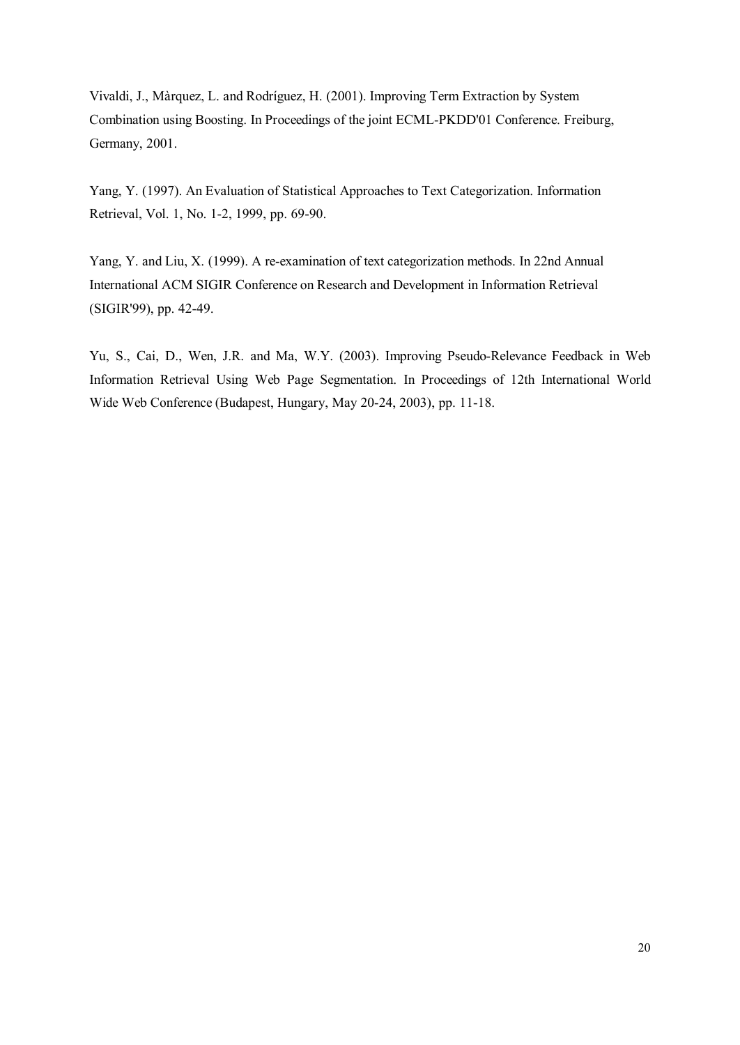Vivaldi, J., Màrquez, L. and Rodríguez, H. (2001). Improving Term Extraction by System Combination using Boosting. In Proceedings of the joint ECML-PKDD'01 Conference. Freiburg, Germany, 2001.

Yang, Y. (1997). An Evaluation of Statistical Approaches to Text Categorization. Information Retrieval, Vol. 1, No. 1-2, 1999, pp. 69-90.

Yang, Y. and Liu, X. (1999). A re-examination of text categorization methods. In 22nd Annual International ACM SIGIR Conference on Research and Development in Information Retrieval (SIGIR'99), pp. 42-49.

Yu, S., Cai, D., Wen, J.R. and Ma, W.Y. (2003). Improving Pseudo-Relevance Feedback in Web Information Retrieval Using Web Page Segmentation. In Proceedings of 12th International World Wide Web Conference (Budapest, Hungary, May 20-24, 2003), pp. 11-18.